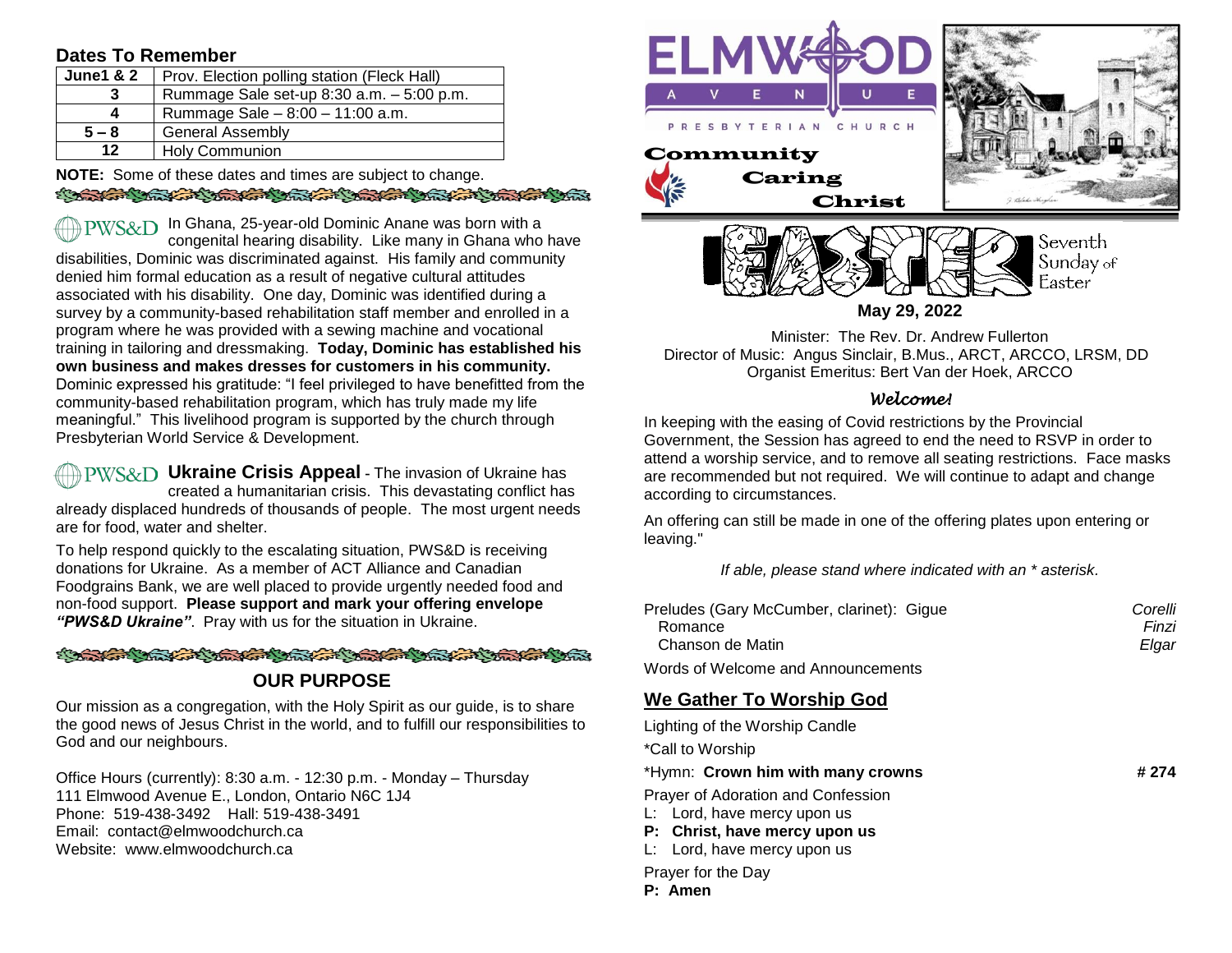## Dates To Remember

| June1 & 2 | Prov. Election polling station (Fleck Hall) |
|---|---|
| 3 | Rummage Sale set-up 8:30 a.m. – 5:00 p.m. |
| 4 | Rummage Sale – 8:00 – 11:00 a.m. |
| 5 – 8 | General Assembly |
| 12 | Holy Communion |

**NOTE:** Some of these dates and times are subject to change.

PWS&D In Ghana, 25-year-old Dominic Anane was born with a congenital hearing disability. Like many in Ghana who have disabilities, Dominic was discriminated against. His family and community denied him formal education as a result of negative cultural attitudes associated with his disability. One day, Dominic was identified during a survey by a community-based rehabilitation staff member and enrolled in a program where he was provided with a sewing machine and vocational training in tailoring and dressmaking. **Today, Dominic has established his own business and makes dresses for customers in his community.** Dominic expressed his gratitude: "I feel privileged to have benefitted from the community-based rehabilitation program, which has truly made my life meaningful." This livelihood program is supported by the church through Presbyterian World Service & Development.

PWS&D **Ukraine Crisis Appeal** - The invasion of Ukraine has created a humanitarian crisis. This devastating conflict has already displaced hundreds of thousands of people. The most urgent needs are for food, water and shelter.

To help respond quickly to the escalating situation, PWS&D is receiving donations for Ukraine. As a member of ACT Alliance and Canadian Foodgrains Bank, we are well placed to provide urgently needed food and non-food support. **Please support and mark your offering envelope *"PWS&D Ukraine"*.** Pray with us for the situation in Ukraine.

## OUR PURPOSE

Our mission as a congregation, with the Holy Spirit as our guide, is to share the good news of Jesus Christ in the world, and to fulfill our responsibilities to God and our neighbours.

Office Hours (currently): 8:30 a.m. - 12:30 p.m. - Monday – Thursday
111 Elmwood Avenue E., London, Ontario N6C 1J4
Phone: 519-438-3492 Hall: 519-438-3491
Email: contact@elmwoodchurch.ca
Website: www.elmwoodchurch.ca

# ELMWOOD AVENUE PRESBYTERIAN CHURCH

Community Caring Christ

# EASTER
Seventh Sunday of Easter

**May 29, 2022**

Minister: The Rev. Dr. Andrew Fullerton
Director of Music: Angus Sinclair, B.Mus., ARCT, ARCCO, LRSM, DD
Organist Emeritus: Bert Van der Hoek, ARCCO

### *Welcome!*

In keeping with the easing of Covid restrictions by the Provincial Government, the Session has agreed to end the need to RSVP in order to attend a worship service, and to remove all seating restrictions. Face masks are recommended but not required. We will continue to adapt and change according to circumstances.

An offering can still be made in one of the offering plates upon entering or leaving."

*If able, please stand where indicated with an * asterisk.*

Preludes (Gary McCumber, clarinet): Gigue — *Corelli*
Romance — *Finzi*
Chanson de Matin — *Elgar*

Words of Welcome and Announcements

## We Gather To Worship God

Lighting of the Worship Candle

*Call to Worship

*Hymn: **Crown him with many crowns** — **# 274**

Prayer of Adoration and Confession
L: Lord, have mercy upon us
**P: Christ, have mercy upon us**
L: Lord, have mercy upon us

Prayer for the Day
**P: Amen**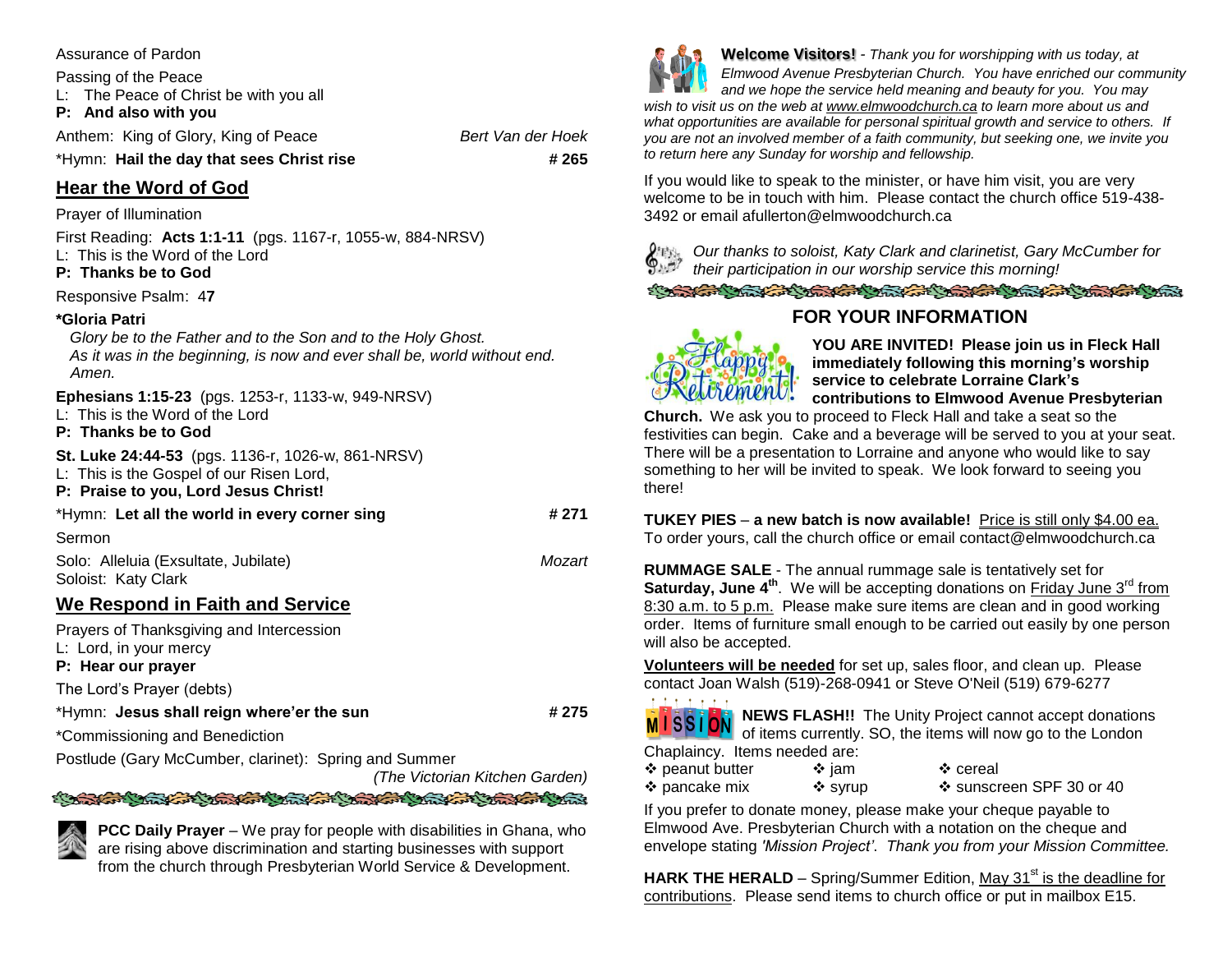Assurance of Pardon

Passing of the Peace

L: The Peace of Christ be with you all

**P: And also with you**

Anthem: King of Glory, King of Peace *Bert Van der Hoek*

*Hymn: **Hail the day that sees Christ rise** **# 265**

## Hear the Word of God

Prayer of Illumination

First Reading: **Acts 1:1-11** (pgs. 1167-r, 1055-w, 884-NRSV)

L: This is the Word of the Lord

**P: Thanks be to God**

Responsive Psalm: 4**7**

***Gloria Patri**

*Glory be to the Father and to the Son and to the Holy Ghost.*
*As it was in the beginning, is now and ever shall be, world without end. Amen.*

**Ephesians 1:15-23** (pgs. 1253-r, 1133-w, 949-NRSV)

L: This is the Word of the Lord

**P: Thanks be to God**

**St. Luke 24:44-53** (pgs. 1136-r, 1026-w, 861-NRSV)

L: This is the Gospel of our Risen Lord,

**P: Praise to you, Lord Jesus Christ!**

*Hymn: **Let all the world in every corner sing** **# 271**

Sermon

Solo: Alleluia (Exsultate, Jubilate) *Mozart*
Soloist: Katy Clark

## We Respond in Faith and Service

Prayers of Thanksgiving and Intercession

L: Lord, in your mercy

**P: Hear our prayer**

The Lord's Prayer (debts)

*Hymn: **Jesus shall reign where'er the sun** **# 275**

*Commissioning and Benediction

Postlude (Gary McCumber, clarinet): Spring and Summer
*(The Victorian Kitchen Garden)*

**PCC Daily Prayer** – We pray for people with disabilities in Ghana, who are rising above discrimination and starting businesses with support from the church through Presbyterian World Service & Development.

**Welcome Visitors!** - *Thank you for worshipping with us today, at Elmwood Avenue Presbyterian Church. You have enriched our community and we hope the service held meaning and beauty for you. You may wish to visit us on the web at www.elmwoodchurch.ca to learn more about us and what opportunities are available for personal spiritual growth and service to others. If you are not an involved member of a faith community, but seeking one, we invite you to return here any Sunday for worship and fellowship.*

If you would like to speak to the minister, or have him visit, you are very welcome to be in touch with him. Please contact the church office 519-438-3492 or email afullerton@elmwoodchurch.ca

*Our thanks to soloist, Katy Clark and clarinetist, Gary McCumber for their participation in our worship service this morning!*

## FOR YOUR INFORMATION

**YOU ARE INVITED! Please join us in Fleck Hall immediately following this morning's worship service to celebrate Lorraine Clark's contributions to Elmwood Avenue Presbyterian Church.** We ask you to proceed to Fleck Hall and take a seat so the festivities can begin. Cake and a beverage will be served to you at your seat. There will be a presentation to Lorraine and anyone who would like to say something to her will be invited to speak. We look forward to seeing you there!

**TUKEY PIES** – **a new batch is now available!** Price is still only $4.00 ea. To order yours, call the church office or email contact@elmwoodchurch.ca

**RUMMAGE SALE** - The annual rummage sale is tentatively set for **Saturday, June 4th**. We will be accepting donations on Friday June 3rd from 8:30 a.m. to 5 p.m. Please make sure items are clean and in good working order. Items of furniture small enough to be carried out easily by one person will also be accepted.

**Volunteers will be needed** for set up, sales floor, and clean up. Please contact Joan Walsh (519)-268-0941 or Steve O'Neil (519) 679-6277

**NEWS FLASH!!** The Unity Project cannot accept donations of items currently. SO, the items will now go to the London Chaplaincy. Items needed are:

- peanut butter
- jam
- cereal
- pancake mix
- syrup
- sunscreen SPF 30 or 40

If you prefer to donate money, please make your cheque payable to Elmwood Ave. Presbyterian Church with a notation on the cheque and envelope stating *'Mission Project'. Thank you from your Mission Committee.*

**HARK THE HERALD** – Spring/Summer Edition, May 31st is the deadline for contributions. Please send items to church office or put in mailbox E15.